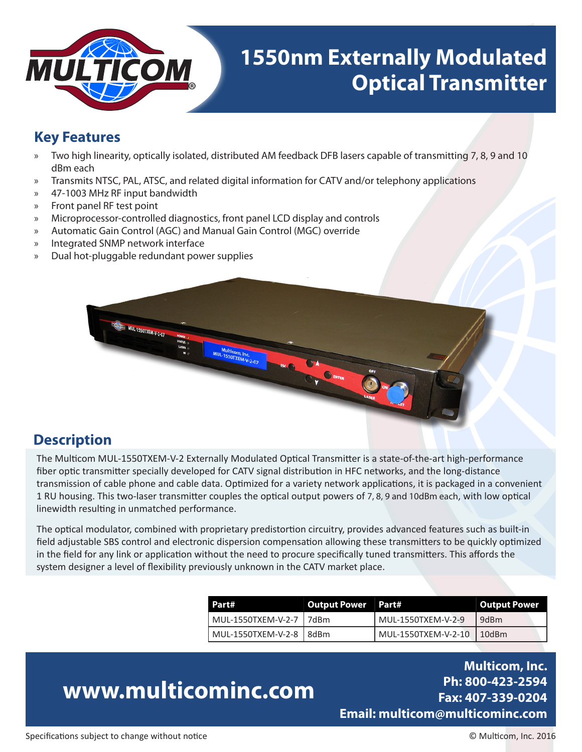# 1550nm Externally Modulated Optical Transmitter

## Key Features

- Two high linearity, optically isolated, distributed AM feedback DFB lasers capable of transmitting 7, 8, 9 and 10 dBm each
- Transmits NTSC, PAL, ATSC, and related digital information for CATV and/or telephony applications
- 47-1003 MHz RF input bandwidth
- Front panel RF test point
- Microprocessor-controlled diagnostics, front panel LCD display and controls
- Automatic Gain Control (AGC) and Manual Gain Control (MGC) override
- Integrated SNMP network interface
- Dual hot-pluggable redundant power supplies

## Description

The Multicom MUL-1550TXEM-V-2 Externally Modulated Optical Transmitter is a state-of-the-art high-performance fiber optic transmitter specially developed for CATV signal distribution in HFC networks, and the long-distance transmission of cable phone and cable data. Optimized for a variety network applications, it is packaged in a convenient 1 RU housing. This two-laser transmitter couples the optical output powers of 7, 8, 9 and 10dBm each, with low optical linewidth resulting in unmatched performance.

The optical modulator, combined with proprietary predistortion circuitry, provides advanced features such as built-in field adjustable SBS control and electronic dispersion compensation allowing these transmitters to be quickly optimized in the field for any link or application without the need to procure specifically tuned transmitters. This affords the system designer a level of flexibility previously unknown in the CATV market place.

| Part# | Output Power | Part# | Output Power |
|---|---|---|---|
| MUL-1550TXEM-V-2-7 | 7dBm | MUL-1550TXEM-V-2-9 | 9dBm |
| MUL-1550TXEM-V-2-8 | 8dBm | MUL-1550TXEM-V-2-10 | 10dBm |

**www.multicominc.com**

**Multicom, Inc.**
**Ph: 800-423-2594**
**Fax: 407-339-0204**
**Email: multicom@multicominc.com**

Specifications subject to change without notice

© Multicom, Inc. 2016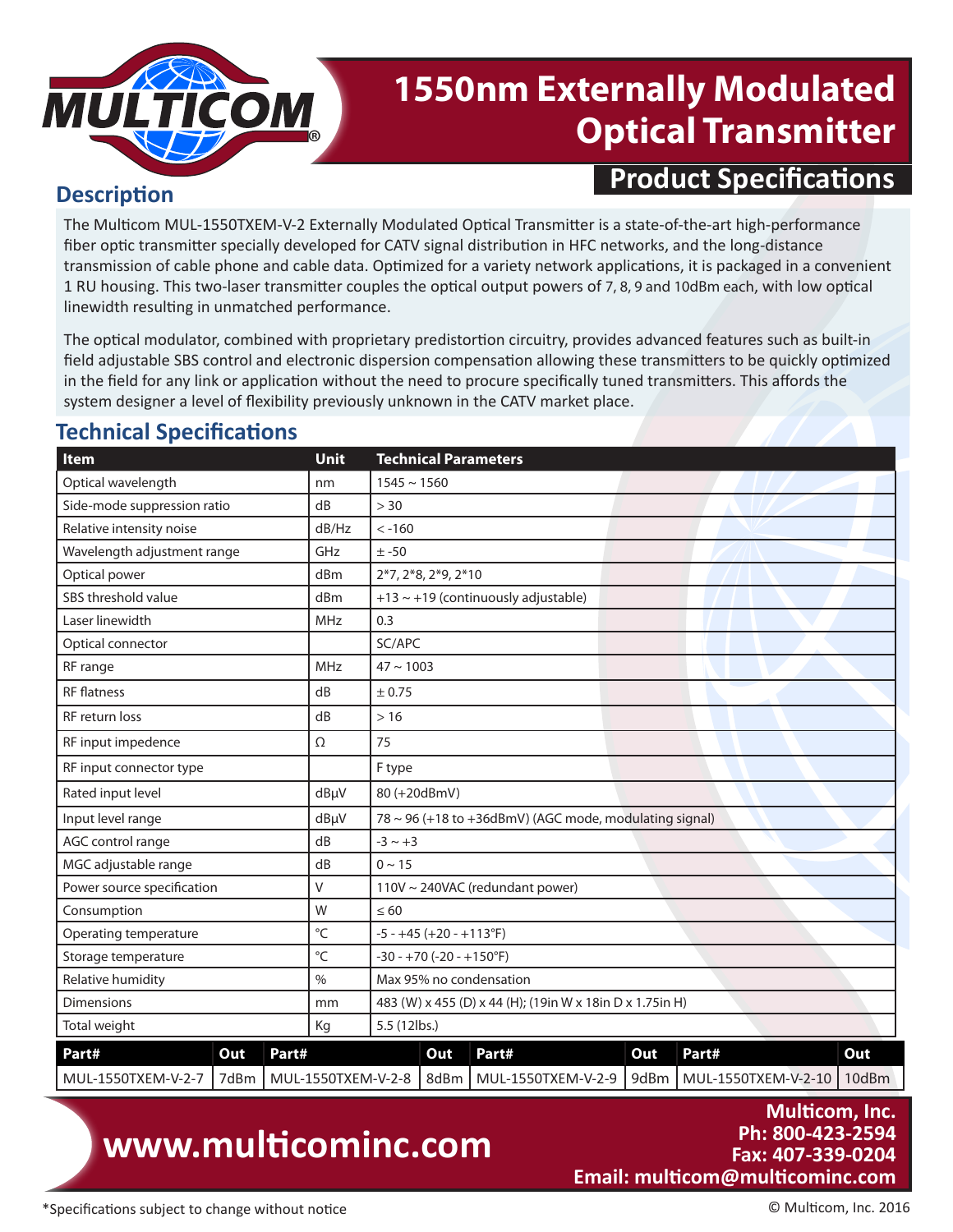# 1550nm Externally Modulated Optical Transmitter

## Product Specifications

## Description

The Multicom MUL-1550TXEM-V-2 Externally Modulated Optical Transmitter is a state-of-the-art high-performance fiber optic transmitter specially developed for CATV signal distribution in HFC networks, and the long-distance transmission of cable phone and cable data. Optimized for a variety network applications, it is packaged in a convenient 1 RU housing. This two-laser transmitter couples the optical output powers of 7, 8, 9 and 10dBm each, with low optical linewidth resulting in unmatched performance.

The optical modulator, combined with proprietary predistortion circuitry, provides advanced features such as built-in field adjustable SBS control and electronic dispersion compensation allowing these transmitters to be quickly optimized in the field for any link or application without the need to procure specifically tuned transmitters. This affords the system designer a level of flexibility previously unknown in the CATV market place.

## Technical Specifications

| Item | Unit | Technical Parameters |
|---|---|---|
| Optical wavelength | nm | 1545 ~ 1560 |
| Side-mode suppression ratio | dB | > 30 |
| Relative intensity noise | dB/Hz | < -160 |
| Wavelength adjustment range | GHz | ± -50 |
| Optical power | dBm | 2*7, 2*8, 2*9, 2*10 |
| SBS threshold value | dBm | +13 ~ +19 (continuously adjustable) |
| Laser linewidth | MHz | 0.3 |
| Optical connector | | SC/APC |
| RF range | MHz | 47 ~ 1003 |
| RF flatness | dB | ± 0.75 |
| RF return loss | dB | > 16 |
| RF input impedence | Ω | 75 |
| RF input connector type | | F type |
| Rated input level | dBμV | 80 (+20dBmV) |
| Input level range | dBμV | 78 ~ 96 (+18 to +36dBmV) (AGC mode, modulating signal) |
| AGC control range | dB | -3 ~ +3 |
| MGC adjustable range | dB | 0 ~ 15 |
| Power source specification | V | 110V ~ 240VAC (redundant power) |
| Consumption | W | ≤ 60 |
| Operating temperature | ℃ | -5 - +45 (+20 - +113°F) |
| Storage temperature | ℃ | -30 - +70 (-20 - +150°F) |
| Relative humidity | % | Max 95% no condensation |
| Dimensions | mm | 483 (W) x 455 (D) x 44 (H); (19in W x 18in D x 1.75in H) |
| Total weight | Kg | 5.5 (12lbs.) |

| Part# | Out | Part# | Out | Part# | Out | Part# | Out |
|---|---|---|---|---|---|---|---|
| MUL-1550TXEM-V-2-7 | 7dBm | MUL-1550TXEM-V-2-8 | 8dBm | MUL-1550TXEM-V-2-9 | 9dBm | MUL-1550TXEM-V-2-10 | 10dBm |

**www.multicominc.com**

**Multicom, Inc.**
**Ph: 800-423-2594**
**Fax: 407-339-0204**
**Email: multicom@multicominc.com**

*Specifications subject to change without notice

© Multicom, Inc. 2016